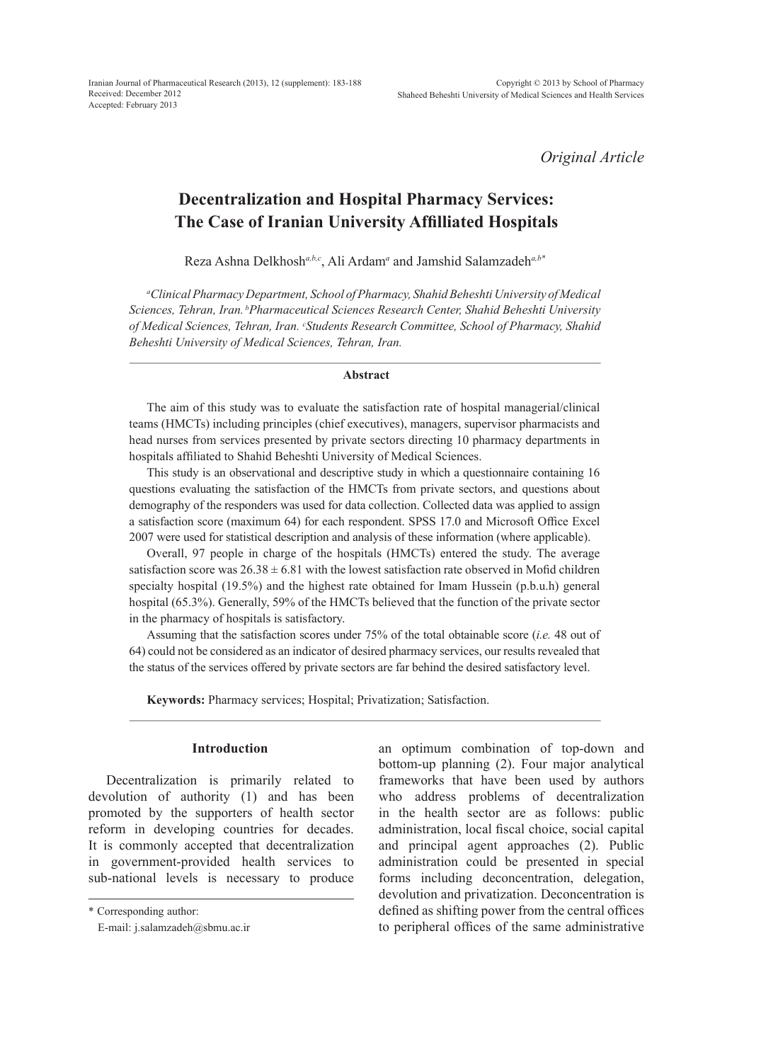Received: December 2012
Accepted: February 2013

*Original Article*

# Decentralization and Hospital Pharmacy Services: The Case of Iranian University Affilliated Hospitals

Reza Ashna Delkhosh[a,b,c], Ali Ardam[a] and Jamshid Salamzadeh[a,b*]

*[a]Clinical Pharmacy Department, School of Pharmacy, Shahid Beheshti University of Medical Sciences, Tehran, Iran. [b]Pharmaceutical Sciences Research Center, Shahid Beheshti University of Medical Sciences, Tehran, Iran. [c]Students Research Committee, School of Pharmacy, Shahid Beheshti University of Medical Sciences, Tehran, Iran.*

## Abstract

The aim of this study was to evaluate the satisfaction rate of hospital managerial/clinical teams (HMCTs) including principles (chief executives), managers, supervisor pharmacists and head nurses from services presented by private sectors directing 10 pharmacy departments in hospitals affiliated to Shahid Beheshti University of Medical Sciences.

This study is an observational and descriptive study in which a questionnaire containing 16 questions evaluating the satisfaction of the HMCTs from private sectors, and questions about demography of the responders was used for data collection. Collected data was applied to assign a satisfaction score (maximum 64) for each respondent. SPSS 17.0 and Microsoft Office Excel 2007 were used for statistical description and analysis of these information (where applicable).

Overall, 97 people in charge of the hospitals (HMCTs) entered the study. The average satisfaction score was 26.38 ± 6.81 with the lowest satisfaction rate observed in Mofid children specialty hospital (19.5%) and the highest rate obtained for Imam Hussein (p.b.u.h) general hospital (65.3%). Generally, 59% of the HMCTs believed that the function of the private sector in the pharmacy of hospitals is satisfactory.

Assuming that the satisfaction scores under 75% of the total obtainable score (*i.e.* 48 out of 64) could not be considered as an indicator of desired pharmacy services, our results revealed that the status of the services offered by private sectors are far behind the desired satisfactory level.

**Keywords:** Pharmacy services; Hospital; Privatization; Satisfaction.

## Introduction

Decentralization is primarily related to devolution of authority (1) and has been promoted by the supporters of health sector reform in developing countries for decades. It is commonly accepted that decentralization in government-provided health services to sub-national levels is necessary to produce an optimum combination of top-down and bottom-up planning (2). Four major analytical frameworks that have been used by authors who address problems of decentralization in the health sector are as follows: public administration, local fiscal choice, social capital and principal agent approaches (2). Public administration could be presented in special forms including deconcentration, delegation, devolution and privatization. Deconcentration is defined as shifting power from the central offices to peripheral offices of the same administrative

\* Corresponding author:
E-mail: j.salamzadeh@sbmu.ac.ir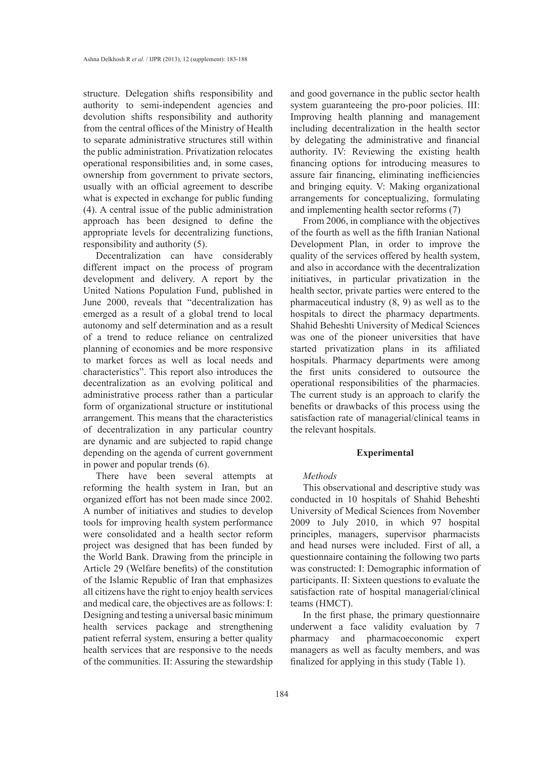structure. Delegation shifts responsibility and authority to semi-independent agencies and devolution shifts responsibility and authority from the central offices of the Ministry of Health to separate administrative structures still within the public administration. Privatization relocates operational responsibilities and, in some cases, ownership from government to private sectors, usually with an official agreement to describe what is expected in exchange for public funding (4). A central issue of the public administration approach has been designed to define the appropriate levels for decentralizing functions, responsibility and authority (5).

Decentralization can have considerably different impact on the process of program development and delivery. A report by the United Nations Population Fund, published in June 2000, reveals that "decentralization has emerged as a result of a global trend to local autonomy and self determination and as a result of a trend to reduce reliance on centralized planning of economies and be more responsive to market forces as well as local needs and characteristics". This report also introduces the decentralization as an evolving political and administrative process rather than a particular form of organizational structure or institutional arrangement. This means that the characteristics of decentralization in any particular country are dynamic and are subjected to rapid change depending on the agenda of current government in power and popular trends (6).

There have been several attempts at reforming the health system in Iran, but an organized effort has not been made since 2002. A number of initiatives and studies to develop tools for improving health system performance were consolidated and a health sector reform project was designed that has been funded by the World Bank. Drawing from the principle in Article 29 (Welfare benefits) of the constitution of the Islamic Republic of Iran that emphasizes all citizens have the right to enjoy health services and medical care, the objectives are as follows: I: Designing and testing a universal basic minimum health services package and strengthening patient referral system, ensuring a better quality health services that are responsive to the needs of the communities. II: Assuring the stewardship and good governance in the public sector health system guaranteeing the pro-poor policies. III: Improving health planning and management including decentralization in the health sector by delegating the administrative and financial authority. IV: Reviewing the existing health financing options for introducing measures to assure fair financing, eliminating inefficiencies and bringing equity. V: Making organizational arrangements for conceptualizing, formulating and implementing health sector reforms (7)

From 2006, in compliance with the objectives of the fourth as well as the fifth Iranian National Development Plan, in order to improve the quality of the services offered by health system, and also in accordance with the decentralization initiatives, in particular privatization in the health sector, private parties were entered to the pharmaceutical industry (8, 9) as well as to the hospitals to direct the pharmacy departments. Shahid Beheshti University of Medical Sciences was one of the pioneer universities that have started privatization plans in its affiliated hospitals. Pharmacy departments were among the first units considered to outsource the operational responsibilities of the pharmacies. The current study is an approach to clarify the benefits or drawbacks of this process using the satisfaction rate of managerial/clinical teams in the relevant hospitals.

## Experimental

### *Methods*

This observational and descriptive study was conducted in 10 hospitals of Shahid Beheshti University of Medical Sciences from November 2009 to July 2010, in which 97 hospital principles, managers, supervisor pharmacists and head nurses were included. First of all, a questionnaire containing the following two parts was constructed: I: Demographic information of participants. II: Sixteen questions to evaluate the satisfaction rate of hospital managerial/clinical teams (HMCT).

In the first phase, the primary questionnaire underwent a face validity evaluation by 7 pharmacy and pharmacoeconomic expert managers as well as faculty members, and was finalized for applying in this study (Table 1).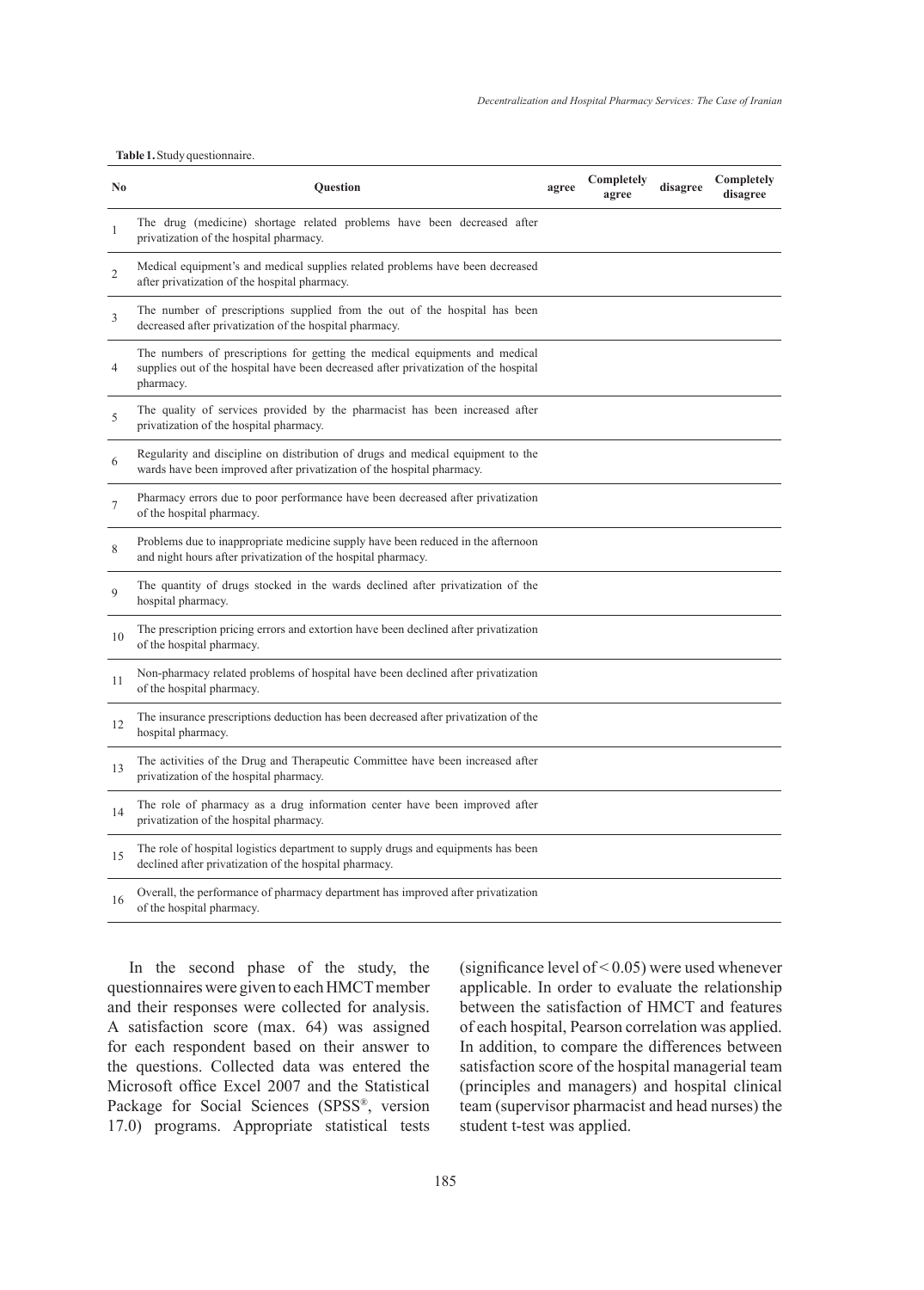**Table 1.** Study questionnaire.

| No | Question | agree | Completely agree | disagree | Completely disagree |
|---|---|---|---|---|---|
| 1 | The drug (medicine) shortage related problems have been decreased after privatization of the hospital pharmacy. | | | | |
| 2 | Medical equipment's and medical supplies related problems have been decreased after privatization of the hospital pharmacy. | | | | |
| 3 | The number of prescriptions supplied from the out of the hospital has been decreased after privatization of the hospital pharmacy. | | | | |
| 4 | The numbers of prescriptions for getting the medical equipments and medical supplies out of the hospital have been decreased after privatization of the hospital pharmacy. | | | | |
| 5 | The quality of services provided by the pharmacist has been increased after privatization of the hospital pharmacy. | | | | |
| 6 | Regularity and discipline on distribution of drugs and medical equipment to the wards have been improved after privatization of the hospital pharmacy. | | | | |
| 7 | Pharmacy errors due to poor performance have been decreased after privatization of the hospital pharmacy. | | | | |
| 8 | Problems due to inappropriate medicine supply have been reduced in the afternoon and night hours after privatization of the hospital pharmacy. | | | | |
| 9 | The quantity of drugs stocked in the wards declined after privatization of the hospital pharmacy. | | | | |
| 10 | The prescription pricing errors and extortion have been declined after privatization of the hospital pharmacy. | | | | |
| 11 | Non-pharmacy related problems of hospital have been declined after privatization of the hospital pharmacy. | | | | |
| 12 | The insurance prescriptions deduction has been decreased after privatization of the hospital pharmacy. | | | | |
| 13 | The activities of the Drug and Therapeutic Committee have been increased after privatization of the hospital pharmacy. | | | | |
| 14 | The role of pharmacy as a drug information center have been improved after privatization of the hospital pharmacy. | | | | |
| 15 | The role of hospital logistics department to supply drugs and equipments has been declined after privatization of the hospital pharmacy. | | | | |
| 16 | Overall, the performance of pharmacy department has improved after privatization of the hospital pharmacy. | | | | |

In the second phase of the study, the questionnaires were given to each HMCT member and their responses were collected for analysis. A satisfaction score (max. 64) was assigned for each respondent based on their answer to the questions. Collected data was entered the Microsoft office Excel 2007 and the Statistical Package for Social Sciences (SPSS®, version 17.0) programs. Appropriate statistical tests (significance level of $< 0.05$) were used whenever applicable. In order to evaluate the relationship between the satisfaction of HMCT and features of each hospital, Pearson correlation was applied. In addition, to compare the differences between satisfaction score of the hospital managerial team (principles and managers) and hospital clinical team (supervisor pharmacist and head nurses) the student t-test was applied.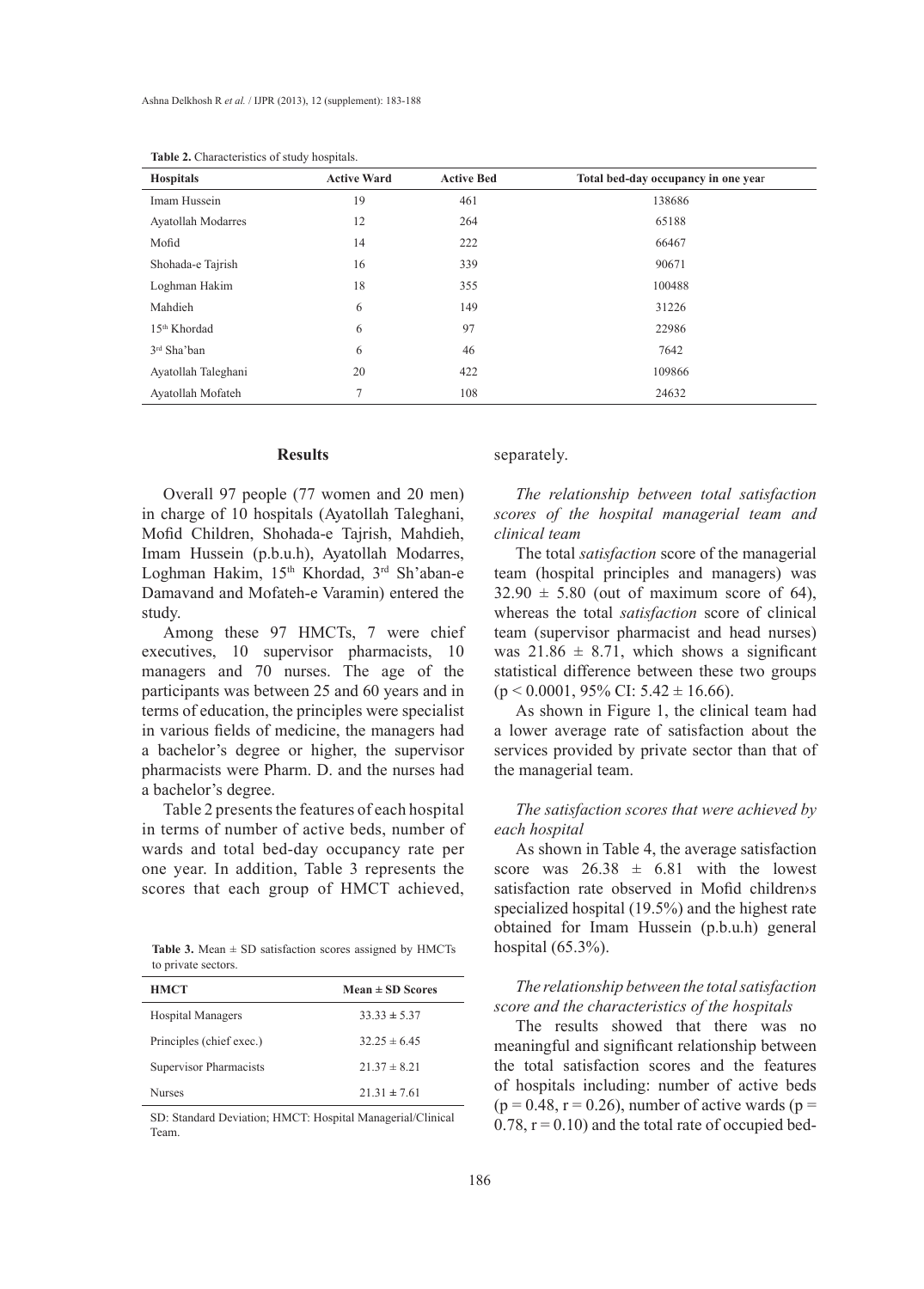**Table 2.** Characteristics of study hospitals.

| Hospitals | Active Ward | Active Bed | Total bed-day occupancy in one year |
|---|---|---|---|
| Imam Hussein | 19 | 461 | 138686 |
| Ayatollah Modarres | 12 | 264 | 65188 |
| Mofid | 14 | 222 | 66467 |
| Shohada-e Tajrish | 16 | 339 | 90671 |
| Loghman Hakim | 18 | 355 | 100488 |
| Mahdieh | 6 | 149 | 31226 |
| 15th Khordad | 6 | 97 | 22986 |
| 3rd Sha'ban | 6 | 46 | 7642 |
| Ayatollah Taleghani | 20 | 422 | 109866 |
| Ayatollah Mofateh | 7 | 108 | 24632 |

## Results

Overall 97 people (77 women and 20 men) in charge of 10 hospitals (Ayatollah Taleghani, Mofid Children, Shohada-e Tajrish, Mahdieh, Imam Hussein (p.b.u.h), Ayatollah Modarres, Loghman Hakim, 15th Khordad, 3rd Sh'aban-e Damavand and Mofateh-e Varamin) entered the study.

Among these 97 HMCTs, 7 were chief executives, 10 supervisor pharmacists, 10 managers and 70 nurses. The age of the participants was between 25 and 60 years and in terms of education, the principles were specialist in various fields of medicine, the managers had a bachelor's degree or higher, the supervisor pharmacists were Pharm. D. and the nurses had a bachelor's degree.

Table 2 presents the features of each hospital in terms of number of active beds, number of wards and total bed-day occupancy rate per one year. In addition, Table 3 represents the scores that each group of HMCT achieved, separately.

**Table 3.** Mean ± SD satisfaction scores assigned by HMCTs to private sectors.

| HMCT | Mean ± SD Scores |
|---|---|
| Hospital Managers | 33.33 ± 5.37 |
| Principles (chief exec.) | 32.25 ± 6.45 |
| Supervisor Pharmacists | 21.37 ± 8.21 |
| Nurses | 21.31 ± 7.61 |

SD: Standard Deviation; HMCT: Hospital Managerial/Clinical Team.

### *The relationship between total satisfaction scores of the hospital managerial team and clinical team*

The total *satisfaction* score of the managerial team (hospital principles and managers) was 32.90 ± 5.80 (out of maximum score of 64), whereas the total *satisfaction* score of clinical team (supervisor pharmacist and head nurses) was 21.86 ± 8.71, which shows a significant statistical difference between these two groups ($p < 0.0001$, 95% CI: 5.42 ± 16.66).

As shown in Figure 1, the clinical team had a lower average rate of satisfaction about the services provided by private sector than that of the managerial team.

### *The satisfaction scores that were achieved by each hospital*

As shown in Table 4, the average satisfaction score was 26.38 ± 6.81 with the lowest satisfaction rate observed in Mofid children›s specialized hospital (19.5%) and the highest rate obtained for Imam Hussein (p.b.u.h) general hospital (65.3%).

### *The relationship between the total satisfaction score and the characteristics of the hospitals*

The results showed that there was no meaningful and significant relationship between the total satisfaction scores and the features of hospitals including: number of active beds ($p = 0.48$, $r = 0.26$), number of active wards ($p = 0.78$, $r = 0.10$) and the total rate of occupied bed-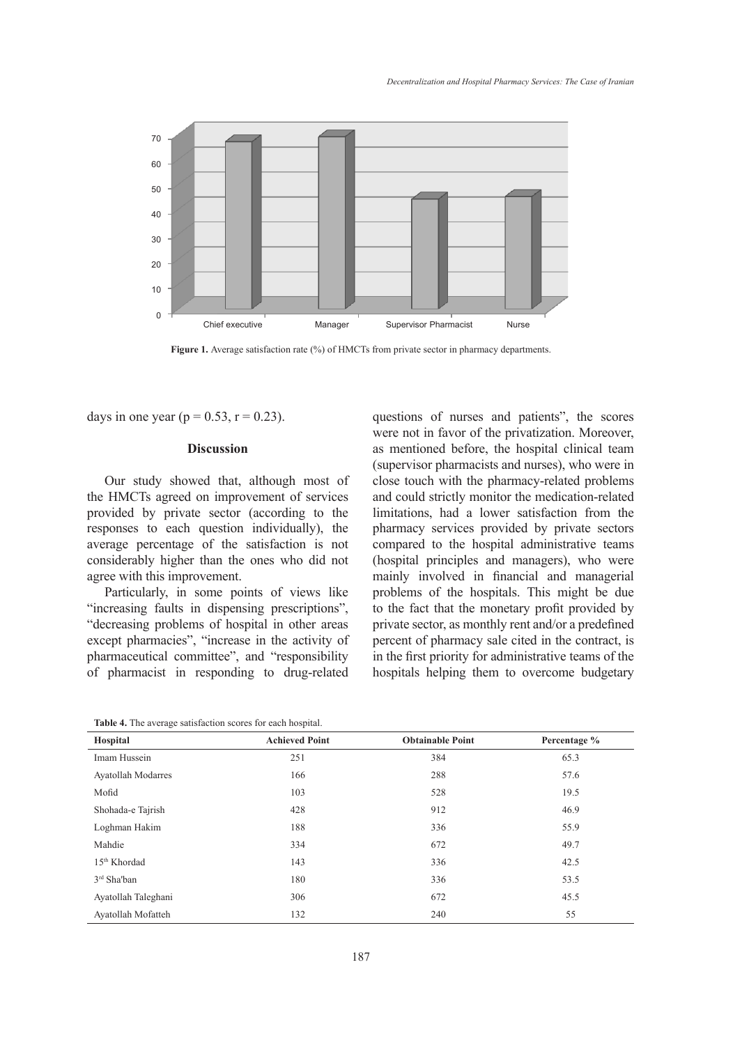Figure 1. Average satisfaction rate (%) of HMCTs from private sector in pharmacy departments.

days in one year ($p = 0.53$, $r = 0.23$).

## Discussion

Our study showed that, although most of the HMCTs agreed on improvement of services provided by private sector (according to the responses to each question individually), the average percentage of the satisfaction is not considerably higher than the ones who did not agree with this improvement.

Particularly, in some points of views like "increasing faults in dispensing prescriptions", "decreasing problems of hospital in other areas except pharmacies", "increase in the activity of pharmaceutical committee", and "responsibility of pharmacist in responding to drug-related questions of nurses and patients", the scores were not in favor of the privatization. Moreover, as mentioned before, the hospital clinical team (supervisor pharmacists and nurses), who were in close touch with the pharmacy-related problems and could strictly monitor the medication-related limitations, had a lower satisfaction from the pharmacy services provided by private sectors compared to the hospital administrative teams (hospital principles and managers), who were mainly involved in financial and managerial problems of the hospitals. This might be due to the fact that the monetary profit provided by private sector, as monthly rent and/or a predefined percent of pharmacy sale cited in the contract, is in the first priority for administrative teams of the hospitals helping them to overcome budgetary

**Table 4.** The average satisfaction scores for each hospital.

| Hospital | Achieved Point | Obtainable Point | Percentage % |
|---|---|---|---|
| Imam Hussein | 251 | 384 | 65.3 |
| Ayatollah Modarres | 166 | 288 | 57.6 |
| Mofid | 103 | 528 | 19.5 |
| Shohada-e Tajrish | 428 | 912 | 46.9 |
| Loghman Hakim | 188 | 336 | 55.9 |
| Mahdie | 334 | 672 | 49.7 |
| 15th Khordad | 143 | 336 | 42.5 |
| 3rd Sha'ban | 180 | 336 | 53.5 |
| Ayatollah Taleghani | 306 | 672 | 45.5 |
| Ayatollah Mofatteh | 132 | 240 | 55 |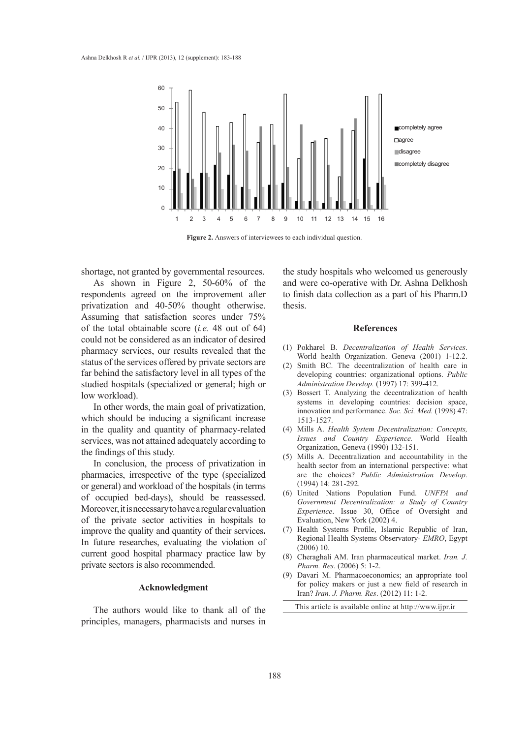60
50
40
30
20
10
0
1 2 3 4 5 6 7 8 9 10 11 12 13 14 15 16

completely agree
agree
disagree
completely disagree

**Figure 2.** Answers of interviewees to each individual question.

shortage, not granted by governmental resources.

As shown in Figure 2, 50-60% of the respondents agreed on the improvement after privatization and 40-50% thought otherwise. Assuming that satisfaction scores under 75% of the total obtainable score (*i.e.* 48 out of 64) could not be considered as an indicator of desired pharmacy services, our results revealed that the status of the services offered by private sectors are far behind the satisfactory level in all types of the studied hospitals (specialized or general; high or low workload).

In other words, the main goal of privatization, which should be inducing a significant increase in the quality and quantity of pharmacy-related services, was not attained adequately according to the findings of this study.

In conclusion, the process of privatization in pharmacies, irrespective of the type (specialized or general) and workload of the hospitals (in terms of occupied bed-days), should be reassessed. Moreover, it is necessary to have a regular evaluation of the private sector activities in hospitals to improve the quality and quantity of their services**.** In future researches, evaluating the violation of current good hospital pharmacy practice law by private sectors is also recommended.

## Acknowledgment

The authors would like to thank all of the principles, managers, pharmacists and nurses in the study hospitals who welcomed us generously and were co-operative with Dr. Ashna Delkhosh to finish data collection as a part of his Pharm.D thesis.

## References

(1) Pokharel B. *Decentralization of Health Services*. World health Organization. Geneva (2001) 1-12.2.

(2) Smith BC. The decentralization of health care in developing countries: organizational options. *Public Administration Develop.* (1997) 17: 399-412.

(3) Bossert T. Analyzing the decentralization of health systems in developing countries: decision space, innovation and performance. *Soc. Sci. Med.* (1998) 47: 1513-1527.

(4) Mills A. *Health System Decentralization: Concepts, Issues and Country Experience.* World Health Organization, Geneva (1990) 132-151.

(5) Mills A. Decentralization and accountability in the health sector from an international perspective: what are the choices? *Public Administration Develop*. (1994) 14: 281-292.

(6) United Nations Population Fund. *UNFPA and Government Decentralization: a Study of Country Experience*. Issue 30, Office of Oversight and Evaluation, New York (2002) 4.

(7) Health Systems Profile, Islamic Republic of Iran, Regional Health Systems Observatory- *EMRO*, Egypt (2006) 10.

(8) Cheraghali AM. Iran pharmaceutical market. *Iran. J. Pharm. Res*. (2006) 5: 1-2.

(9) Davari M. Pharmacoeconomics; an appropriate tool for policy makers or just a new field of research in Iran? *Iran. J. Pharm. Res*. (2012) 11: 1-2.

This article is available online at http://www.ijpr.ir